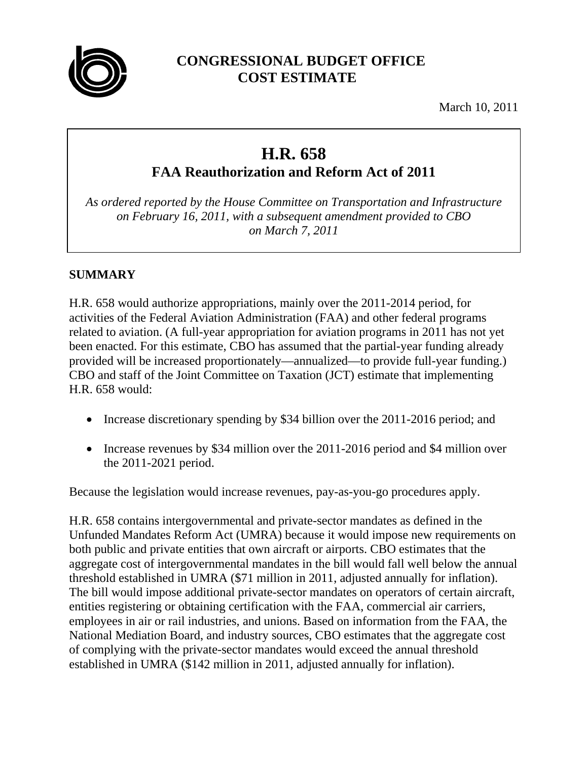# CONGRESSIONAL BUDGET OFFICE
# COST ESTIMATE

March 10, 2011

## H.R. 658
## FAA Reauthorization and Reform Act of 2011

*As ordered reported by the House Committee on Transportation and Infrastructure on February 16, 2011, with a subsequent amendment provided to CBO on March 7, 2011*

### SUMMARY

H.R. 658 would authorize appropriations, mainly over the 2011-2014 period, for activities of the Federal Aviation Administration (FAA) and other federal programs related to aviation. (A full-year appropriation for aviation programs in 2011 has not yet been enacted. For this estimate, CBO has assumed that the partial-year funding already provided will be increased proportionately—annualized—to provide full-year funding.) CBO and staff of the Joint Committee on Taxation (JCT) estimate that implementing H.R. 658 would:

- Increase discretionary spending by $34 billion over the 2011-2016 period; and
- Increase revenues by $34 million over the 2011-2016 period and $4 million over the 2011-2021 period.

Because the legislation would increase revenues, pay-as-you-go procedures apply.

H.R. 658 contains intergovernmental and private-sector mandates as defined in the Unfunded Mandates Reform Act (UMRA) because it would impose new requirements on both public and private entities that own aircraft or airports. CBO estimates that the aggregate cost of intergovernmental mandates in the bill would fall well below the annual threshold established in UMRA ($71 million in 2011, adjusted annually for inflation). The bill would impose additional private-sector mandates on operators of certain aircraft, entities registering or obtaining certification with the FAA, commercial air carriers, employees in air or rail industries, and unions. Based on information from the FAA, the National Mediation Board, and industry sources, CBO estimates that the aggregate cost of complying with the private-sector mandates would exceed the annual threshold established in UMRA ($142 million in 2011, adjusted annually for inflation).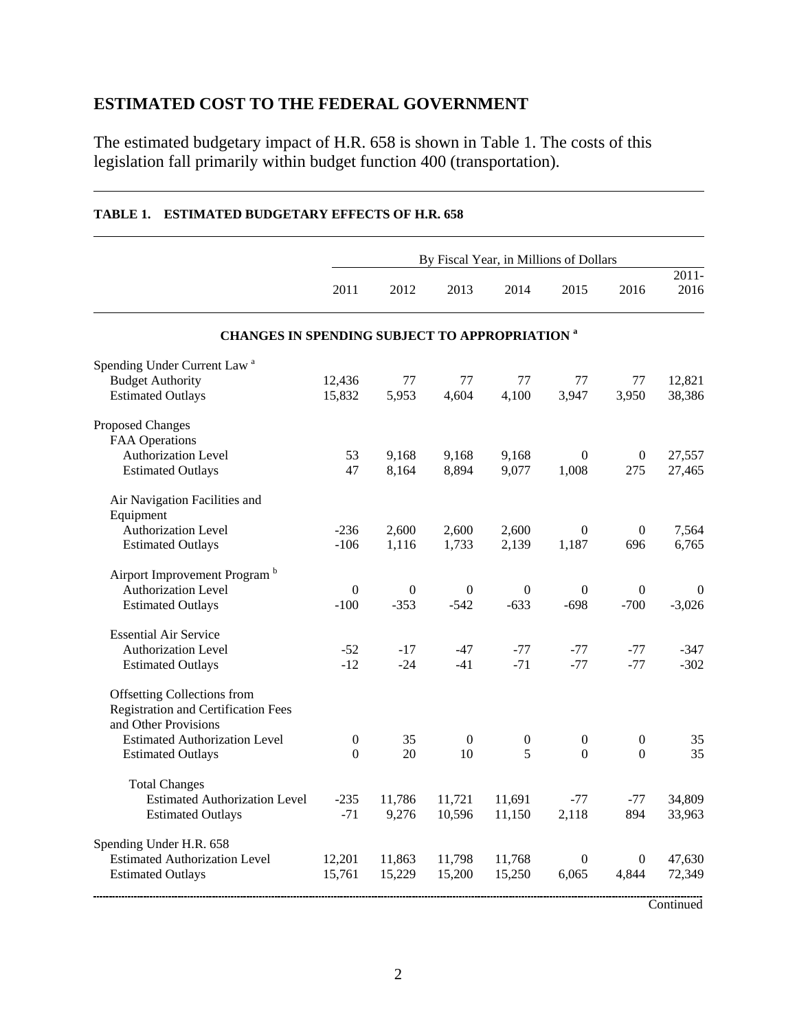## ESTIMATED COST TO THE FEDERAL GOVERNMENT

The estimated budgetary impact of H.R. 658 is shown in Table 1. The costs of this legislation fall primarily within budget function 400 (transportation).

**TABLE 1. ESTIMATED BUDGETARY EFFECTS OF H.R. 658**

| | By Fiscal Year, in Millions of Dollars | | | | | | |
|---|---|---|---|---|---|---|---|
| | 2011 | 2012 | 2013 | 2014 | 2015 | 2016 | 2011-2016 |
| **CHANGES IN SPENDING SUBJECT TO APPROPRIATION [a]** | | | | | | | |
| Spending Under Current Law [a] | | | | | | | |
| Budget Authority | 12,436 | 77 | 77 | 77 | 77 | 77 | 12,821 |
| Estimated Outlays | 15,832 | 5,953 | 4,604 | 4,100 | 3,947 | 3,950 | 38,386 |
| Proposed Changes | | | | | | | |
| FAA Operations | | | | | | | |
| Authorization Level | 53 | 9,168 | 9,168 | 9,168 | 0 | 0 | 27,557 |
| Estimated Outlays | 47 | 8,164 | 8,894 | 9,077 | 1,008 | 275 | 27,465 |
| Air Navigation Facilities and Equipment | | | | | | | |
| Authorization Level | -236 | 2,600 | 2,600 | 2,600 | 0 | 0 | 7,564 |
| Estimated Outlays | -106 | 1,116 | 1,733 | 2,139 | 1,187 | 696 | 6,765 |
| Airport Improvement Program [b] | | | | | | | |
| Authorization Level | 0 | 0 | 0 | 0 | 0 | 0 | 0 |
| Estimated Outlays | -100 | -353 | -542 | -633 | -698 | -700 | -3,026 |
| Essential Air Service | | | | | | | |
| Authorization Level | -52 | -17 | -47 | -77 | -77 | -77 | -347 |
| Estimated Outlays | -12 | -24 | -41 | -71 | -77 | -77 | -302 |
| Offsetting Collections from Registration and Certification Fees and Other Provisions | | | | | | | |
| Estimated Authorization Level | 0 | 35 | 0 | 0 | 0 | 0 | 35 |
| Estimated Outlays | 0 | 20 | 10 | 5 | 0 | 0 | 35 |
| Total Changes | | | | | | | |
| Estimated Authorization Level | -235 | 11,786 | 11,721 | 11,691 | -77 | -77 | 34,809 |
| Estimated Outlays | -71 | 9,276 | 10,596 | 11,150 | 2,118 | 894 | 33,963 |
| Spending Under H.R. 658 | | | | | | | |
| Estimated Authorization Level | 12,201 | 11,863 | 11,798 | 11,768 | 0 | 0 | 47,630 |
| Estimated Outlays | 15,761 | 15,229 | 15,200 | 15,250 | 6,065 | 4,844 | 72,349 |

Continued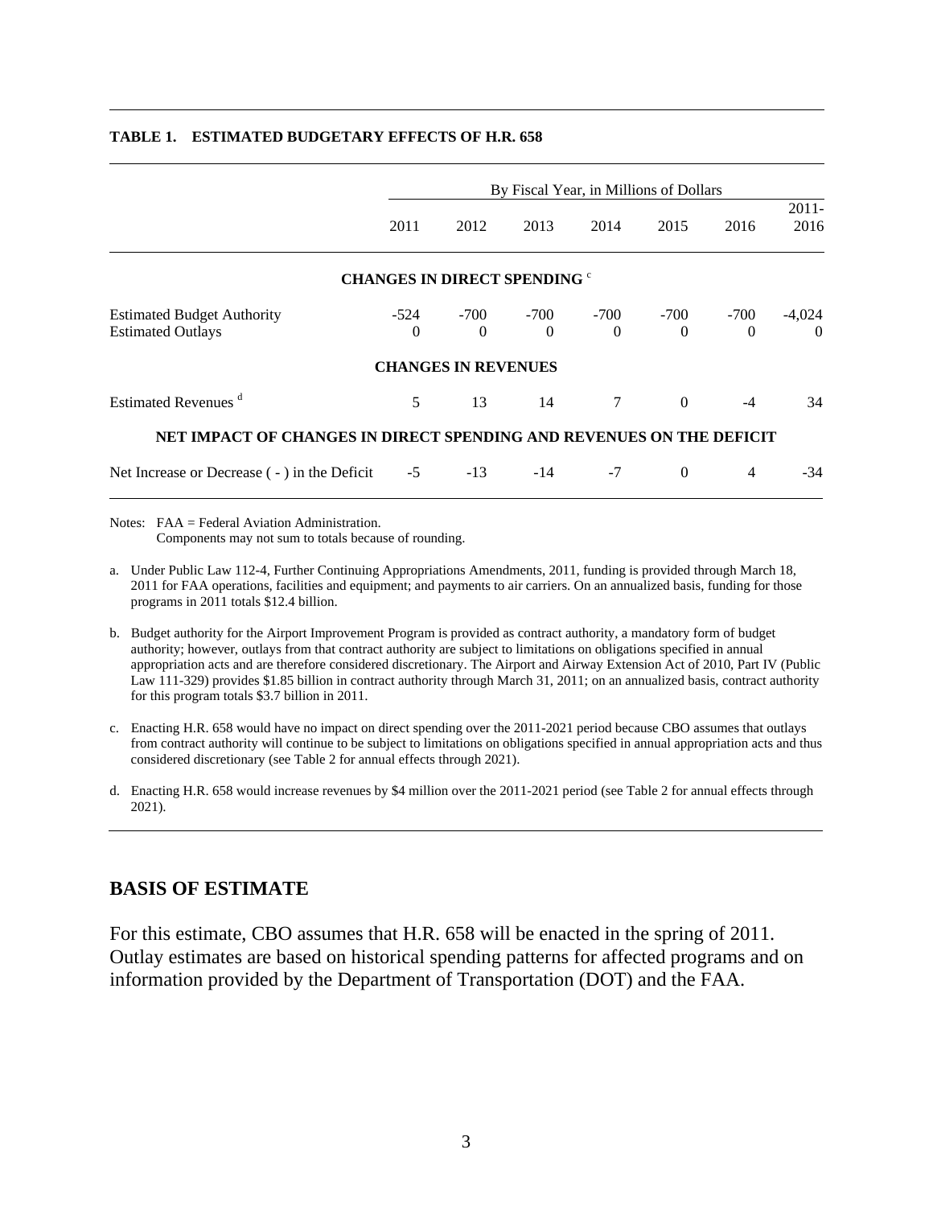**TABLE 1. ESTIMATED BUDGETARY EFFECTS OF H.R. 658**

| | By Fiscal Year, in Millions of Dollars | | | | | | |
|---|---|---|---|---|---|---|---|
| | 2011 | 2012 | 2013 | 2014 | 2015 | 2016 | 2011-2016 |
| **CHANGES IN DIRECT SPENDING** [c] | | | | | | | |
| Estimated Budget Authority | -524 | -700 | -700 | -700 | -700 | -700 | -4,024 |
| Estimated Outlays | 0 | 0 | 0 | 0 | 0 | 0 | 0 |
| **CHANGES IN REVENUES** | | | | | | | |
| Estimated Revenues [d] | 5 | 13 | 14 | 7 | 0 | -4 | 34 |
| **NET IMPACT OF CHANGES IN DIRECT SPENDING AND REVENUES ON THE DEFICIT** | | | | | | | |
| Net Increase or Decrease ( - ) in the Deficit | -5 | -13 | -14 | -7 | 0 | 4 | -34 |

Notes: FAA = Federal Aviation Administration.
Components may not sum to totals because of rounding.

a. Under Public Law 112-4, Further Continuing Appropriations Amendments, 2011, funding is provided through March 18, 2011 for FAA operations, facilities and equipment; and payments to air carriers. On an annualized basis, funding for those programs in 2011 totals $12.4 billion.

b. Budget authority for the Airport Improvement Program is provided as contract authority, a mandatory form of budget authority; however, outlays from that contract authority are subject to limitations on obligations specified in annual appropriation acts and are therefore considered discretionary. The Airport and Airway Extension Act of 2010, Part IV (Public Law 111-329) provides $1.85 billion in contract authority through March 31, 2011; on an annualized basis, contract authority for this program totals $3.7 billion in 2011.

c. Enacting H.R. 658 would have no impact on direct spending over the 2011-2021 period because CBO assumes that outlays from contract authority will continue to be subject to limitations on obligations specified in annual appropriation acts and thus considered discretionary (see Table 2 for annual effects through 2021).

d. Enacting H.R. 658 would increase revenues by $4 million over the 2011-2021 period (see Table 2 for annual effects through 2021).

## BASIS OF ESTIMATE

For this estimate, CBO assumes that H.R. 658 will be enacted in the spring of 2011. Outlay estimates are based on historical spending patterns for affected programs and on information provided by the Department of Transportation (DOT) and the FAA.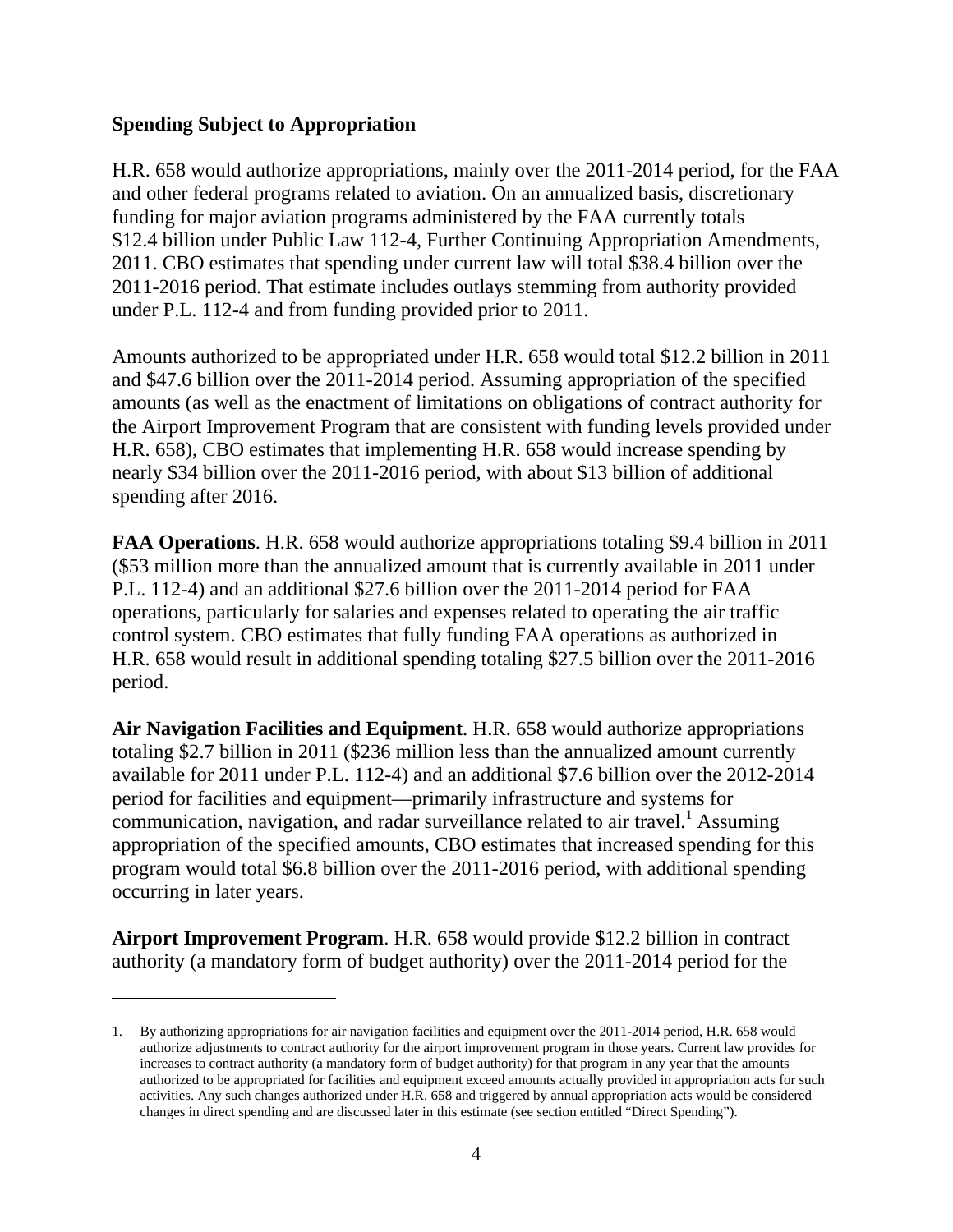### Spending Subject to Appropriation

H.R. 658 would authorize appropriations, mainly over the 2011-2014 period, for the FAA and other federal programs related to aviation. On an annualized basis, discretionary funding for major aviation programs administered by the FAA currently totals $12.4 billion under Public Law 112-4, Further Continuing Appropriation Amendments, 2011. CBO estimates that spending under current law will total $38.4 billion over the 2011-2016 period. That estimate includes outlays stemming from authority provided under P.L. 112-4 and from funding provided prior to 2011.

Amounts authorized to be appropriated under H.R. 658 would total $12.2 billion in 2011 and $47.6 billion over the 2011-2014 period. Assuming appropriation of the specified amounts (as well as the enactment of limitations on obligations of contract authority for the Airport Improvement Program that are consistent with funding levels provided under H.R. 658), CBO estimates that implementing H.R. 658 would increase spending by nearly $34 billion over the 2011-2016 period, with about $13 billion of additional spending after 2016.

**FAA Operations**. H.R. 658 would authorize appropriations totaling $9.4 billion in 2011 ($53 million more than the annualized amount that is currently available in 2011 under P.L. 112-4) and an additional $27.6 billion over the 2011-2014 period for FAA operations, particularly for salaries and expenses related to operating the air traffic control system. CBO estimates that fully funding FAA operations as authorized in H.R. 658 would result in additional spending totaling $27.5 billion over the 2011-2016 period.

**Air Navigation Facilities and Equipment**. H.R. 658 would authorize appropriations totaling $2.7 billion in 2011 ($236 million less than the annualized amount currently available for 2011 under P.L. 112-4) and an additional $7.6 billion over the 2012-2014 period for facilities and equipment—primarily infrastructure and systems for communication, navigation, and radar surveillance related to air travel.[1] Assuming appropriation of the specified amounts, CBO estimates that increased spending for this program would total $6.8 billion over the 2011-2016 period, with additional spending occurring in later years.

**Airport Improvement Program**. H.R. 658 would provide $12.2 billion in contract authority (a mandatory form of budget authority) over the 2011-2014 period for the

---

1. By authorizing appropriations for air navigation facilities and equipment over the 2011-2014 period, H.R. 658 would authorize adjustments to contract authority for the airport improvement program in those years. Current law provides for increases to contract authority (a mandatory form of budget authority) for that program in any year that the amounts authorized to be appropriated for facilities and equipment exceed amounts actually provided in appropriation acts for such activities. Any such changes authorized under H.R. 658 and triggered by annual appropriation acts would be considered changes in direct spending and are discussed later in this estimate (see section entitled "Direct Spending").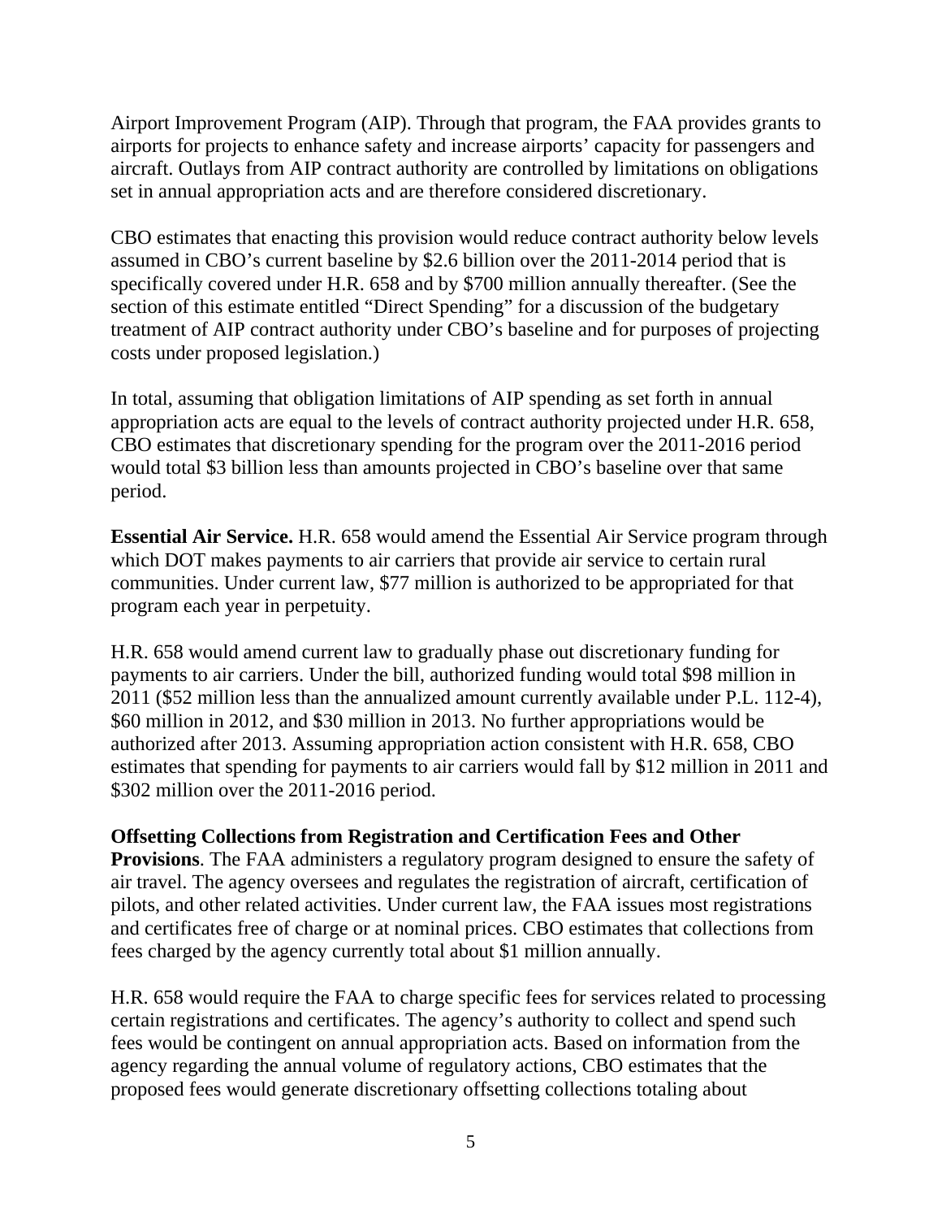Airport Improvement Program (AIP). Through that program, the FAA provides grants to airports for projects to enhance safety and increase airports' capacity for passengers and aircraft. Outlays from AIP contract authority are controlled by limitations on obligations set in annual appropriation acts and are therefore considered discretionary.

CBO estimates that enacting this provision would reduce contract authority below levels assumed in CBO's current baseline by $2.6 billion over the 2011-2014 period that is specifically covered under H.R. 658 and by $700 million annually thereafter. (See the section of this estimate entitled "Direct Spending" for a discussion of the budgetary treatment of AIP contract authority under CBO's baseline and for purposes of projecting costs under proposed legislation.)

In total, assuming that obligation limitations of AIP spending as set forth in annual appropriation acts are equal to the levels of contract authority projected under H.R. 658, CBO estimates that discretionary spending for the program over the 2011-2016 period would total $3 billion less than amounts projected in CBO's baseline over that same period.

**Essential Air Service.** H.R. 658 would amend the Essential Air Service program through which DOT makes payments to air carriers that provide air service to certain rural communities. Under current law, $77 million is authorized to be appropriated for that program each year in perpetuity.

H.R. 658 would amend current law to gradually phase out discretionary funding for payments to air carriers. Under the bill, authorized funding would total $98 million in 2011 ($52 million less than the annualized amount currently available under P.L. 112-4), $60 million in 2012, and $30 million in 2013. No further appropriations would be authorized after 2013. Assuming appropriation action consistent with H.R. 658, CBO estimates that spending for payments to air carriers would fall by $12 million in 2011 and $302 million over the 2011-2016 period.

**Offsetting Collections from Registration and Certification Fees and Other Provisions**. The FAA administers a regulatory program designed to ensure the safety of air travel. The agency oversees and regulates the registration of aircraft, certification of pilots, and other related activities. Under current law, the FAA issues most registrations and certificates free of charge or at nominal prices. CBO estimates that collections from fees charged by the agency currently total about $1 million annually.

H.R. 658 would require the FAA to charge specific fees for services related to processing certain registrations and certificates. The agency's authority to collect and spend such fees would be contingent on annual appropriation acts. Based on information from the agency regarding the annual volume of regulatory actions, CBO estimates that the proposed fees would generate discretionary offsetting collections totaling about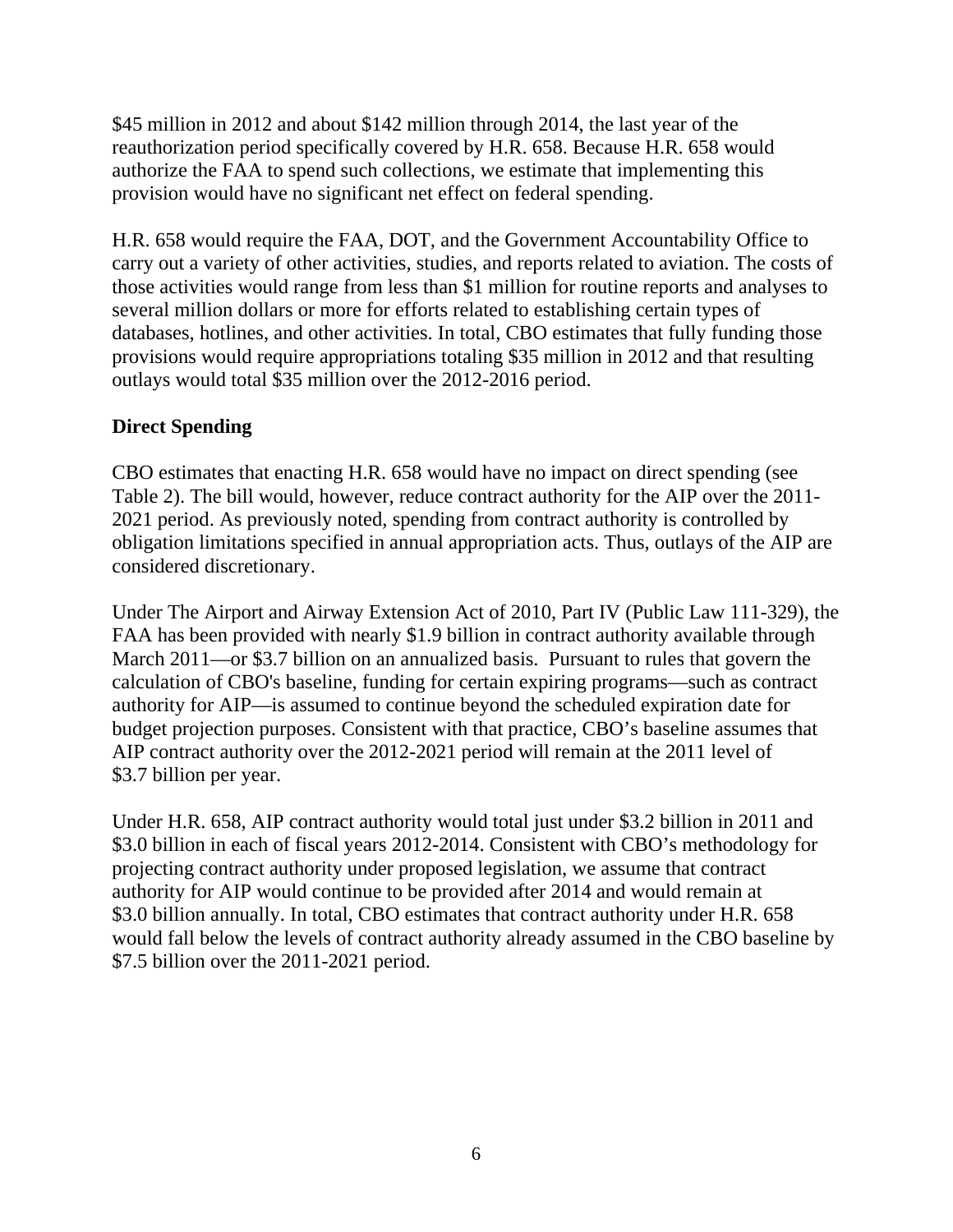$45 million in 2012 and about $142 million through 2014, the last year of the reauthorization period specifically covered by H.R. 658. Because H.R. 658 would authorize the FAA to spend such collections, we estimate that implementing this provision would have no significant net effect on federal spending.

H.R. 658 would require the FAA, DOT, and the Government Accountability Office to carry out a variety of other activities, studies, and reports related to aviation. The costs of those activities would range from less than $1 million for routine reports and analyses to several million dollars or more for efforts related to establishing certain types of databases, hotlines, and other activities. In total, CBO estimates that fully funding those provisions would require appropriations totaling $35 million in 2012 and that resulting outlays would total $35 million over the 2012-2016 period.

**Direct Spending**

CBO estimates that enacting H.R. 658 would have no impact on direct spending (see Table 2). The bill would, however, reduce contract authority for the AIP over the 2011-2021 period. As previously noted, spending from contract authority is controlled by obligation limitations specified in annual appropriation acts. Thus, outlays of the AIP are considered discretionary.

Under The Airport and Airway Extension Act of 2010, Part IV (Public Law 111-329), the FAA has been provided with nearly $1.9 billion in contract authority available through March 2011—or $3.7 billion on an annualized basis. Pursuant to rules that govern the calculation of CBO's baseline, funding for certain expiring programs—such as contract authority for AIP—is assumed to continue beyond the scheduled expiration date for budget projection purposes. Consistent with that practice, CBO's baseline assumes that AIP contract authority over the 2012-2021 period will remain at the 2011 level of $3.7 billion per year.

Under H.R. 658, AIP contract authority would total just under $3.2 billion in 2011 and $3.0 billion in each of fiscal years 2012-2014. Consistent with CBO's methodology for projecting contract authority under proposed legislation, we assume that contract authority for AIP would continue to be provided after 2014 and would remain at $3.0 billion annually. In total, CBO estimates that contract authority under H.R. 658 would fall below the levels of contract authority already assumed in the CBO baseline by $7.5 billion over the 2011-2021 period.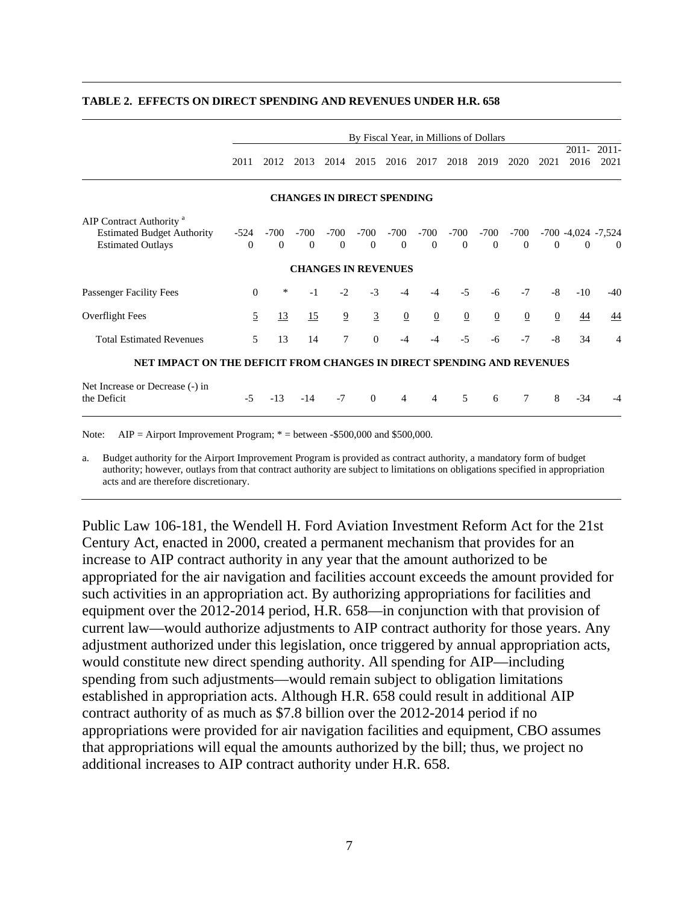**TABLE 2. EFFECTS ON DIRECT SPENDING AND REVENUES UNDER H.R. 658**

| | By Fiscal Year, in Millions of Dollars | | | | | | | | | | | | |
|---|---|---|---|---|---|---|---|---|---|---|---|---|---|
| | 2011 | 2012 | 2013 | 2014 | 2015 | 2016 | 2017 | 2018 | 2019 | 2020 | 2021 | 2011-2016 | 2011-2021 |
| **CHANGES IN DIRECT SPENDING** | | | | | | | | | | | | | |
| AIP Contract Authority [a] | | | | | | | | | | | | | |
| Estimated Budget Authority | -524 | -700 | -700 | -700 | -700 | -700 | -700 | -700 | -700 | -700 | -700 | -4,024 | -7,524 |
| Estimated Outlays | 0 | 0 | 0 | 0 | 0 | 0 | 0 | 0 | 0 | 0 | 0 | 0 | 0 |
| **CHANGES IN REVENUES** | | | | | | | | | | | | | |
| Passenger Facility Fees | 0 | * | -1 | -2 | -3 | -4 | -4 | -5 | -6 | -7 | -8 | -10 | -40 |
| Overflight Fees | 5 | 13 | 15 | 9 | 3 | 0 | 0 | 0 | 0 | 0 | 0 | 44 | 44 |
| Total Estimated Revenues | 5 | 13 | 14 | 7 | 0 | -4 | -4 | -5 | -6 | -7 | -8 | 34 | 4 |
| **NET IMPACT ON THE DEFICIT FROM CHANGES IN DIRECT SPENDING AND REVENUES** | | | | | | | | | | | | | |
| Net Increase or Decrease (-) in the Deficit | -5 | -13 | -14 | -7 | 0 | 4 | 4 | 5 | 6 | 7 | 8 | -34 | -4 |

Note: AIP = Airport Improvement Program; * = between -$500,000 and $500,000.

a. Budget authority for the Airport Improvement Program is provided as contract authority, a mandatory form of budget authority; however, outlays from that contract authority are subject to limitations on obligations specified in appropriation acts and are therefore discretionary.

Public Law 106-181, the Wendell H. Ford Aviation Investment Reform Act for the 21st Century Act, enacted in 2000, created a permanent mechanism that provides for an increase to AIP contract authority in any year that the amount authorized to be appropriated for the air navigation and facilities account exceeds the amount provided for such activities in an appropriation act. By authorizing appropriations for facilities and equipment over the 2012-2014 period, H.R. 658—in conjunction with that provision of current law—would authorize adjustments to AIP contract authority for those years. Any adjustment authorized under this legislation, once triggered by annual appropriation acts, would constitute new direct spending authority. All spending for AIP—including spending from such adjustments—would remain subject to obligation limitations established in appropriation acts. Although H.R. 658 could result in additional AIP contract authority of as much as $7.8 billion over the 2012-2014 period if no appropriations were provided for air navigation facilities and equipment, CBO assumes that appropriations will equal the amounts authorized by the bill; thus, we project no additional increases to AIP contract authority under H.R. 658.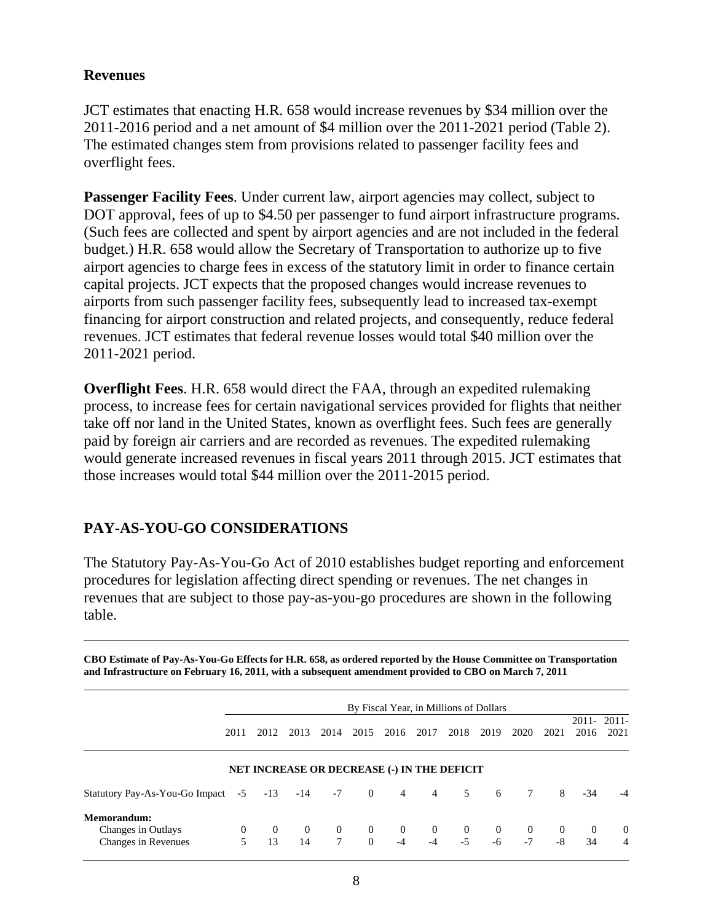## Revenues

JCT estimates that enacting H.R. 658 would increase revenues by $34 million over the 2011-2016 period and a net amount of $4 million over the 2011-2021 period (Table 2). The estimated changes stem from provisions related to passenger facility fees and overflight fees.

**Passenger Facility Fees**. Under current law, airport agencies may collect, subject to DOT approval, fees of up to $4.50 per passenger to fund airport infrastructure programs. (Such fees are collected and spent by airport agencies and are not included in the federal budget.) H.R. 658 would allow the Secretary of Transportation to authorize up to five airport agencies to charge fees in excess of the statutory limit in order to finance certain capital projects. JCT expects that the proposed changes would increase revenues to airports from such passenger facility fees, subsequently lead to increased tax-exempt financing for airport construction and related projects, and consequently, reduce federal revenues. JCT estimates that federal revenue losses would total $40 million over the 2011-2021 period.

**Overflight Fees**. H.R. 658 would direct the FAA, through an expedited rulemaking process, to increase fees for certain navigational services provided for flights that neither take off nor land in the United States, known as overflight fees. Such fees are generally paid by foreign air carriers and are recorded as revenues. The expedited rulemaking would generate increased revenues in fiscal years 2011 through 2015. JCT estimates that those increases would total $44 million over the 2011-2015 period.

## PAY-AS-YOU-GO CONSIDERATIONS

The Statutory Pay-As-You-Go Act of 2010 establishes budget reporting and enforcement procedures for legislation affecting direct spending or revenues. The net changes in revenues that are subject to those pay-as-you-go procedures are shown in the following table.

**CBO Estimate of Pay-As-You-Go Effects for H.R. 658, as ordered reported by the House Committee on Transportation and Infrastructure on February 16, 2011, with a subsequent amendment provided to CBO on March 7, 2011**

| | By Fiscal Year, in Millions of Dollars | | | | | | | | | | | | |
|---|---|---|---|---|---|---|---|---|---|---|---|---|---|
| | 2011 | 2012 | 2013 | 2014 | 2015 | 2016 | 2017 | 2018 | 2019 | 2020 | 2021 | 2011-2016 | 2011-2021 |
| | NET INCREASE OR DECREASE (-) IN THE DEFICIT | | | | | | | | | | | | |
| Statutory Pay-As-You-Go Impact | -5 | -13 | -14 | -7 | 0 | 4 | 4 | 5 | 6 | 7 | 8 | -34 | -4 |
| **Memorandum:** | | | | | | | | | | | | | |
| Changes in Outlays | 0 | 0 | 0 | 0 | 0 | 0 | 0 | 0 | 0 | 0 | 0 | 0 | 0 |
| Changes in Revenues | 5 | 13 | 14 | 7 | 0 | -4 | -4 | -5 | -6 | -7 | -8 | 34 | 4 |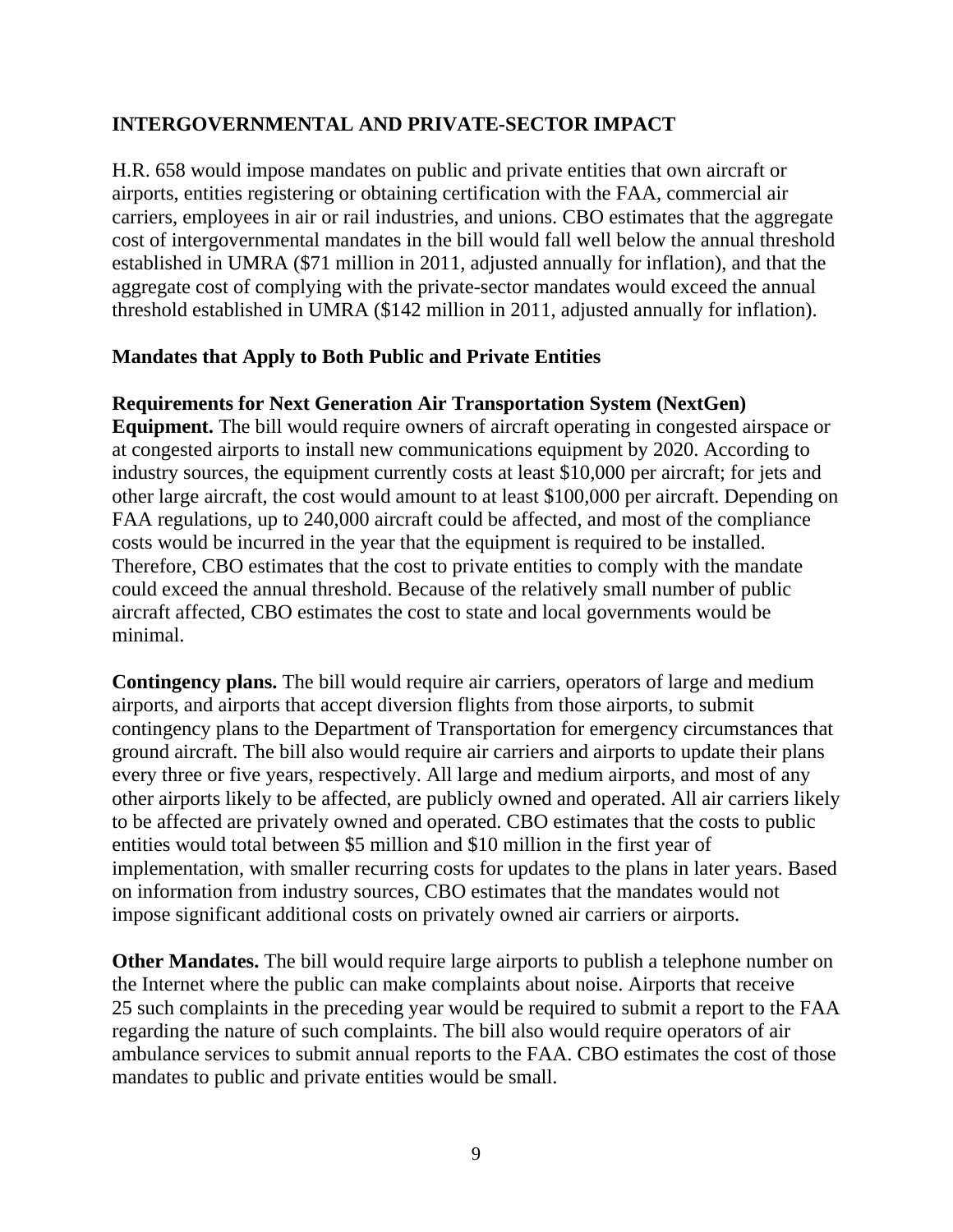## INTERGOVERNMENTAL AND PRIVATE-SECTOR IMPACT

H.R. 658 would impose mandates on public and private entities that own aircraft or airports, entities registering or obtaining certification with the FAA, commercial air carriers, employees in air or rail industries, and unions. CBO estimates that the aggregate cost of intergovernmental mandates in the bill would fall well below the annual threshold established in UMRA ($71 million in 2011, adjusted annually for inflation), and that the aggregate cost of complying with the private-sector mandates would exceed the annual threshold established in UMRA ($142 million in 2011, adjusted annually for inflation).

### Mandates that Apply to Both Public and Private Entities

**Requirements for Next Generation Air Transportation System (NextGen) Equipment.** The bill would require owners of aircraft operating in congested airspace or at congested airports to install new communications equipment by 2020. According to industry sources, the equipment currently costs at least $10,000 per aircraft; for jets and other large aircraft, the cost would amount to at least $100,000 per aircraft. Depending on FAA regulations, up to 240,000 aircraft could be affected, and most of the compliance costs would be incurred in the year that the equipment is required to be installed. Therefore, CBO estimates that the cost to private entities to comply with the mandate could exceed the annual threshold. Because of the relatively small number of public aircraft affected, CBO estimates the cost to state and local governments would be minimal.

**Contingency plans.** The bill would require air carriers, operators of large and medium airports, and airports that accept diversion flights from those airports, to submit contingency plans to the Department of Transportation for emergency circumstances that ground aircraft. The bill also would require air carriers and airports to update their plans every three or five years, respectively. All large and medium airports, and most of any other airports likely to be affected, are publicly owned and operated. All air carriers likely to be affected are privately owned and operated. CBO estimates that the costs to public entities would total between $5 million and $10 million in the first year of implementation, with smaller recurring costs for updates to the plans in later years. Based on information from industry sources, CBO estimates that the mandates would not impose significant additional costs on privately owned air carriers or airports.

**Other Mandates.** The bill would require large airports to publish a telephone number on the Internet where the public can make complaints about noise. Airports that receive 25 such complaints in the preceding year would be required to submit a report to the FAA regarding the nature of such complaints. The bill also would require operators of air ambulance services to submit annual reports to the FAA. CBO estimates the cost of those mandates to public and private entities would be small.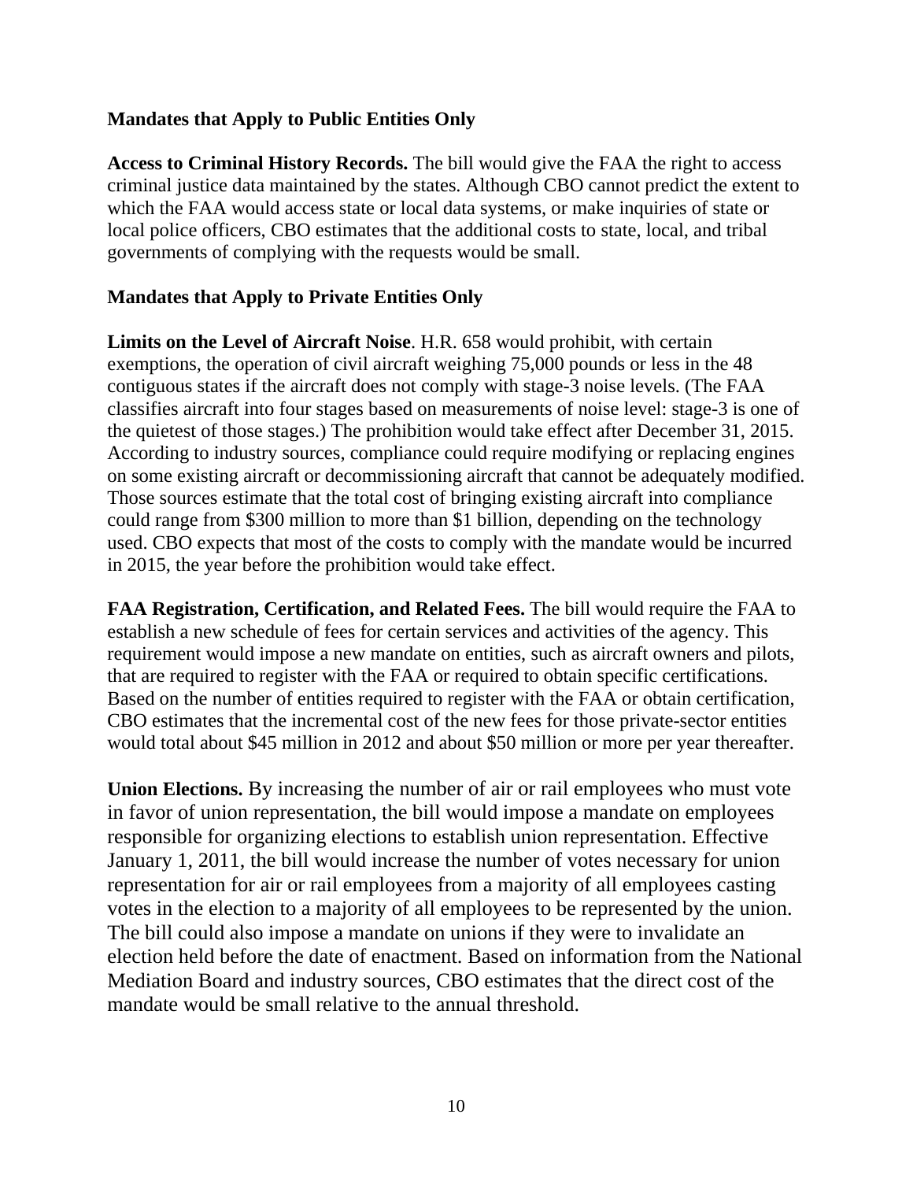**Mandates that Apply to Public Entities Only**

**Access to Criminal History Records.** The bill would give the FAA the right to access criminal justice data maintained by the states. Although CBO cannot predict the extent to which the FAA would access state or local data systems, or make inquiries of state or local police officers, CBO estimates that the additional costs to state, local, and tribal governments of complying with the requests would be small.

**Mandates that Apply to Private Entities Only**

**Limits on the Level of Aircraft Noise**. H.R. 658 would prohibit, with certain exemptions, the operation of civil aircraft weighing 75,000 pounds or less in the 48 contiguous states if the aircraft does not comply with stage-3 noise levels. (The FAA classifies aircraft into four stages based on measurements of noise level: stage-3 is one of the quietest of those stages.) The prohibition would take effect after December 31, 2015. According to industry sources, compliance could require modifying or replacing engines on some existing aircraft or decommissioning aircraft that cannot be adequately modified. Those sources estimate that the total cost of bringing existing aircraft into compliance could range from $300 million to more than $1 billion, depending on the technology used. CBO expects that most of the costs to comply with the mandate would be incurred in 2015, the year before the prohibition would take effect.

**FAA Registration, Certification, and Related Fees.** The bill would require the FAA to establish a new schedule of fees for certain services and activities of the agency. This requirement would impose a new mandate on entities, such as aircraft owners and pilots, that are required to register with the FAA or required to obtain specific certifications. Based on the number of entities required to register with the FAA or obtain certification, CBO estimates that the incremental cost of the new fees for those private-sector entities would total about $45 million in 2012 and about $50 million or more per year thereafter.

**Union Elections.** By increasing the number of air or rail employees who must vote in favor of union representation, the bill would impose a mandate on employees responsible for organizing elections to establish union representation. Effective January 1, 2011, the bill would increase the number of votes necessary for union representation for air or rail employees from a majority of all employees casting votes in the election to a majority of all employees to be represented by the union. The bill could also impose a mandate on unions if they were to invalidate an election held before the date of enactment. Based on information from the National Mediation Board and industry sources, CBO estimates that the direct cost of the mandate would be small relative to the annual threshold.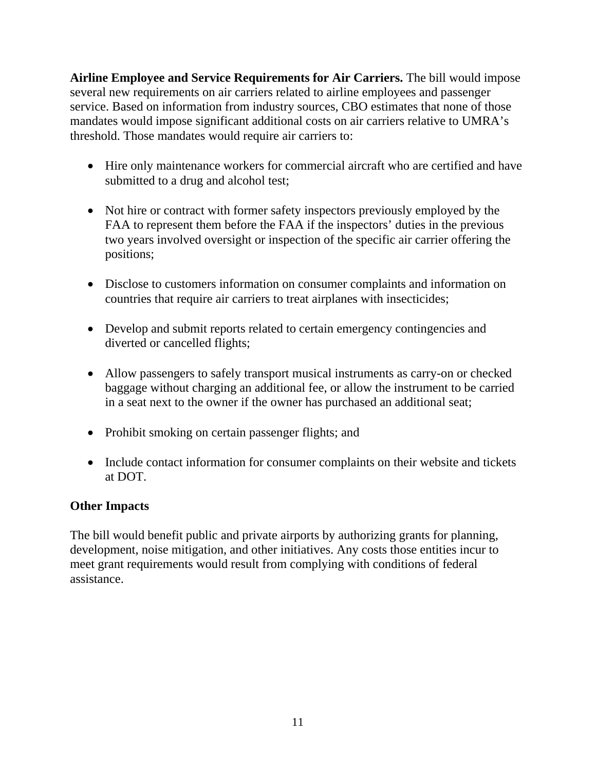**Airline Employee and Service Requirements for Air Carriers.** The bill would impose several new requirements on air carriers related to airline employees and passenger service. Based on information from industry sources, CBO estimates that none of those mandates would impose significant additional costs on air carriers relative to UMRA's threshold. Those mandates would require air carriers to:

- Hire only maintenance workers for commercial aircraft who are certified and have submitted to a drug and alcohol test;
- Not hire or contract with former safety inspectors previously employed by the FAA to represent them before the FAA if the inspectors' duties in the previous two years involved oversight or inspection of the specific air carrier offering the positions;
- Disclose to customers information on consumer complaints and information on countries that require air carriers to treat airplanes with insecticides;
- Develop and submit reports related to certain emergency contingencies and diverted or cancelled flights;
- Allow passengers to safely transport musical instruments as carry-on or checked baggage without charging an additional fee, or allow the instrument to be carried in a seat next to the owner if the owner has purchased an additional seat;
- Prohibit smoking on certain passenger flights; and
- Include contact information for consumer complaints on their website and tickets at DOT.

**Other Impacts**

The bill would benefit public and private airports by authorizing grants for planning, development, noise mitigation, and other initiatives. Any costs those entities incur to meet grant requirements would result from complying with conditions of federal assistance.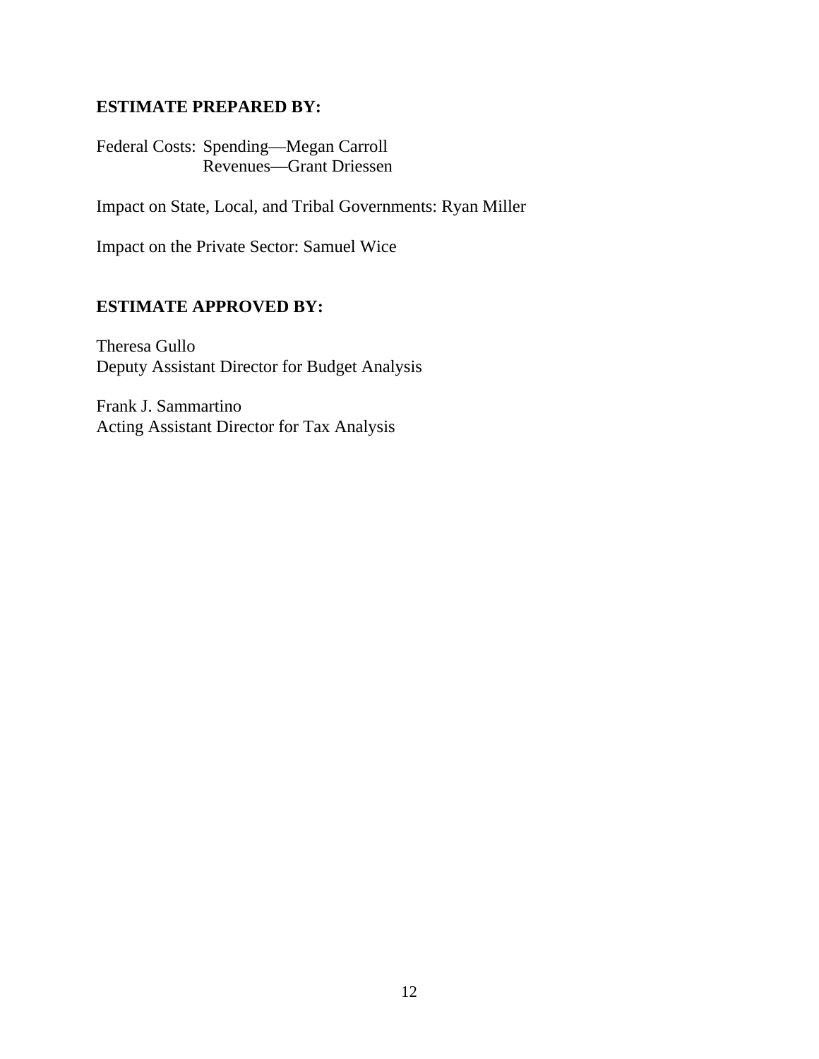**ESTIMATE PREPARED BY:**

Federal Costs: Spending—Megan Carroll
Revenues—Grant Driessen

Impact on State, Local, and Tribal Governments: Ryan Miller

Impact on the Private Sector: Samuel Wice

**ESTIMATE APPROVED BY:**

Theresa Gullo
Deputy Assistant Director for Budget Analysis

Frank J. Sammartino
Acting Assistant Director for Tax Analysis